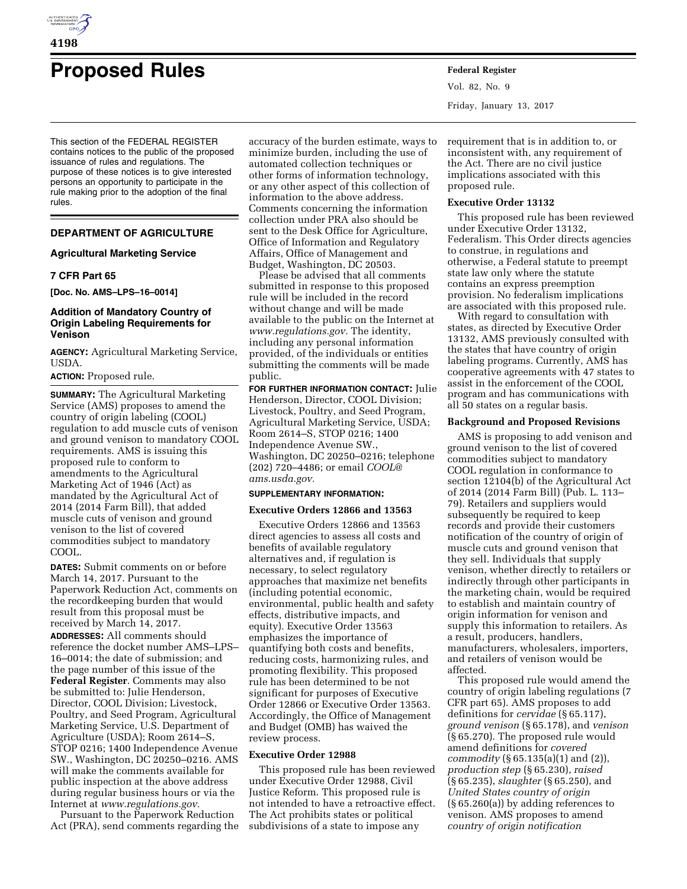# Proposed Rules

This section of the FEDERAL REGISTER contains notices to the public of the proposed issuance of rules and regulations. The purpose of these notices is to give interested persons an opportunity to participate in the rule making prior to the adoption of the final rules.

## DEPARTMENT OF AGRICULTURE

### Agricultural Marketing Service

### 7 CFR Part 65

**[Doc. No. AMS–LPS–16–0014]**

### Addition of Mandatory Country of Origin Labeling Requirements for Venison

**AGENCY:** Agricultural Marketing Service, USDA.

**ACTION:** Proposed rule.

**SUMMARY:** The Agricultural Marketing Service (AMS) proposes to amend the country of origin labeling (COOL) regulation to add muscle cuts of venison and ground venison to mandatory COOL requirements. AMS is issuing this proposed rule to conform to amendments to the Agricultural Marketing Act of 1946 (Act) as mandated by the Agricultural Act of 2014 (2014 Farm Bill), that added muscle cuts of venison and ground venison to the list of covered commodities subject to mandatory COOL.

**DATES:** Submit comments on or before March 14, 2017. Pursuant to the Paperwork Reduction Act, comments on the recordkeeping burden that would result from this proposal must be received by March 14, 2017.

**ADDRESSES:** All comments should reference the docket number AMS–LPS–16–0014; the date of submission; and the page number of this issue of the **Federal Register**. Comments may also be submitted to: Julie Henderson, Director, COOL Division; Livestock, Poultry, and Seed Program, Agricultural Marketing Service, U.S. Department of Agriculture (USDA); Room 2614–S, STOP 0216; 1400 Independence Avenue SW., Washington, DC 20250–0216. AMS will make the comments available for public inspection at the above address during regular business hours or via the Internet at *www.regulations.gov.*

Pursuant to the Paperwork Reduction Act (PRA), send comments regarding the accuracy of the burden estimate, ways to minimize burden, including the use of automated collection techniques or other forms of information technology, or any other aspect of this collection of information to the above address. Comments concerning the information collection under PRA also should be sent to the Desk Office for Agriculture, Office of Information and Regulatory Affairs, Office of Management and Budget, Washington, DC 20503.

Please be advised that all comments submitted in response to this proposed rule will be included in the record without change and will be made available to the public on the Internet at *www.regulations.gov.* The identity, including any personal information provided, of the individuals or entities submitting the comments will be made public.

**FOR FURTHER INFORMATION CONTACT:** Julie Henderson, Director, COOL Division; Livestock, Poultry, and Seed Program, Agricultural Marketing Service, USDA; Room 2614–S, STOP 0216; 1400 Independence Avenue SW., Washington, DC 20250–0216; telephone (202) 720–4486; or email *COOL@ams.usda.gov.*

**SUPPLEMENTARY INFORMATION:**

#### Executive Orders 12866 and 13563

Executive Orders 12866 and 13563 direct agencies to assess all costs and benefits of available regulatory alternatives and, if regulation is necessary, to select regulatory approaches that maximize net benefits (including potential economic, environmental, public health and safety effects, distributive impacts, and equity). Executive Order 13563 emphasizes the importance of quantifying both costs and benefits, reducing costs, harmonizing rules, and promoting flexibility. This proposed rule has been determined to be not significant for purposes of Executive Order 12866 or Executive Order 13563. Accordingly, the Office of Management and Budget (OMB) has waived the review process.

#### Executive Order 12988

This proposed rule has been reviewed under Executive Order 12988, Civil Justice Reform. This proposed rule is not intended to have a retroactive effect. The Act prohibits states or political subdivisions of a state to impose any requirement that is in addition to, or inconsistent with, any requirement of the Act. There are no civil justice implications associated with this proposed rule.

#### Executive Order 13132

This proposed rule has been reviewed under Executive Order 13132, Federalism. This Order directs agencies to construe, in regulations and otherwise, a Federal statute to preempt state law only where the statute contains an express preemption provision. No federalism implications are associated with this proposed rule.

With regard to consultation with states, as directed by Executive Order 13132, AMS previously consulted with the states that have country of origin labeling programs. Currently, AMS has cooperative agreements with 47 states to assist in the enforcement of the COOL program and has communications with all 50 states on a regular basis.

#### Background and Proposed Revisions

AMS is proposing to add venison and ground venison to the list of covered commodities subject to mandatory COOL regulation in conformance to section 12104(b) of the Agricultural Act of 2014 (2014 Farm Bill) (Pub. L. 113–79). Retailers and suppliers would subsequently be required to keep records and provide their customers notification of the country of origin of muscle cuts and ground venison that they sell. Individuals that supply venison, whether directly to retailers or indirectly through other participants in the marketing chain, would be required to establish and maintain country of origin information for venison and supply this information to retailers. As a result, producers, handlers, manufacturers, wholesalers, importers, and retailers of venison would be affected.

This proposed rule would amend the country of origin labeling regulations (7 CFR part 65). AMS proposes to add definitions for *cervidae* (§ 65.117), *ground venison* (§ 65.178), and *venison* (§ 65.270). The proposed rule would amend definitions for *covered commodity* (§ 65.135(a)(1) and (2)), *production step* (§ 65.230), *raised* (§ 65.235), *slaughter* (§ 65.250), and *United States country of origin* (§ 65.260(a)) by adding references to venison. AMS proposes to amend *country of origin notification*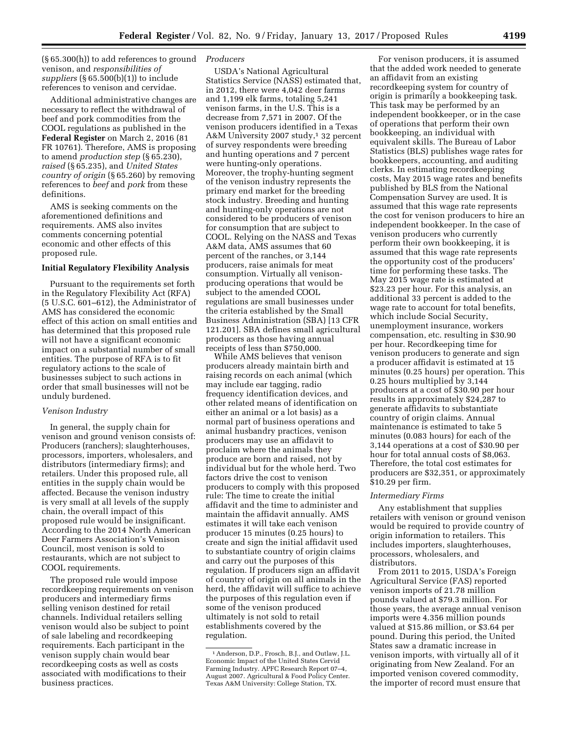(§ 65.300(h)) to add references to ground venison, and *responsibilities of suppliers* (§ 65.500(b)(1)) to include references to venison and cervidae.

Additional administrative changes are necessary to reflect the withdrawal of beef and pork commodities from the COOL regulations as published in the **Federal Register** on March 2, 2016 (81 FR 10761). Therefore, AMS is proposing to amend *production step* (§ 65.230), *raised* (§ 65.235), and *United States country of origin* (§ 65.260) by removing references to *beef* and *pork* from these definitions.

AMS is seeking comments on the aforementioned definitions and requirements. AMS also invites comments concerning potential economic and other effects of this proposed rule.

## Initial Regulatory Flexibility Analysis

Pursuant to the requirements set forth in the Regulatory Flexibility Act (RFA) (5 U.S.C. 601–612), the Administrator of AMS has considered the economic effect of this action on small entities and has determined that this proposed rule will not have a significant economic impact on a substantial number of small entities. The purpose of RFA is to fit regulatory actions to the scale of businesses subject to such actions in order that small businesses will not be unduly burdened.

### *Venison Industry*

In general, the supply chain for venison and ground venison consists of: Producers (ranchers); slaughterhouses, processors, importers, wholesalers, and distributors (intermediary firms); and retailers. Under this proposed rule, all entities in the supply chain would be affected. Because the venison industry is very small at all levels of the supply chain, the overall impact of this proposed rule would be insignificant. According to the 2014 North American Deer Farmers Association's Venison Council, most venison is sold to restaurants, which are not subject to COOL requirements.

The proposed rule would impose recordkeeping requirements on venison producers and intermediary firms selling venison destined for retail channels. Individual retailers selling venison would also be subject to point of sale labeling and recordkeeping requirements. Each participant in the venison supply chain would bear recordkeeping costs as well as costs associated with modifications to their business practices.

### *Producers*

USDA's National Agricultural Statistics Service (NASS) estimated that, in 2012, there were 4,042 deer farms and 1,199 elk farms, totaling 5,241 venison farms, in the U.S. This is a decrease from 7,571 in 2007. Of the venison producers identified in a Texas A&M University 2007 study,[1] 32 percent of survey respondents were breeding and hunting operations and 7 percent were hunting-only operations. Moreover, the trophy-hunting segment of the venison industry represents the primary end market for the breeding stock industry. Breeding and hunting and hunting-only operations are not considered to be producers of venison for consumption that are subject to COOL. Relying on the NASS and Texas A&M data, AMS assumes that 60 percent of the ranches, or 3,144 producers, raise animals for meat consumption. Virtually all venison-producing operations that would be subject to the amended COOL regulations are small businesses under the criteria established by the Small Business Administration (SBA) [13 CFR 121.201]. SBA defines small agricultural producers as those having annual receipts of less than $750,000.

While AMS believes that venison producers already maintain birth and raising records on each animal (which may include ear tagging, radio frequency identification devices, and other related means of identification on either an animal or a lot basis) as a normal part of business operations and animal husbandry practices, venison producers may use an affidavit to proclaim where the animals they produce are born and raised, not by individual but for the whole herd. Two factors drive the cost to venison producers to comply with this proposed rule: The time to create the initial affidavit and the time to administer and maintain the affidavit annually. AMS estimates it will take each venison producer 15 minutes (0.25 hours) to create and sign the initial affidavit used to substantiate country of origin claims and carry out the purposes of this regulation. If producers sign an affidavit of country of origin on all animals in the herd, the affidavit will suffice to achieve the purposes of this regulation even if some of the venison produced ultimately is not sold to retail establishments covered by the regulation.

For venison producers, it is assumed that the added work needed to generate an affidavit from an existing recordkeeping system for country of origin is primarily a bookkeeping task. This task may be performed by an independent bookkeeper, or in the case of operations that perform their own bookkeeping, an individual with equivalent skills. The Bureau of Labor Statistics (BLS) publishes wage rates for bookkeepers, accounting, and auditing clerks. In estimating recordkeeping costs, May 2015 wage rates and benefits published by BLS from the National Compensation Survey are used. It is assumed that this wage rate represents the cost for venison producers to hire an independent bookkeeper. In the case of venison producers who currently perform their own bookkeeping, it is assumed that this wage rate represents the opportunity cost of the producers' time for performing these tasks. The May 2015 wage rate is estimated at $23.23 per hour. For this analysis, an additional 33 percent is added to the wage rate to account for total benefits, which include Social Security, unemployment insurance, workers compensation, etc. resulting in $30.90 per hour. Recordkeeping time for venison producers to generate and sign a producer affidavit is estimated at 15 minutes (0.25 hours) per operation. This 0.25 hours multiplied by 3,144 producers at a cost of $30.90 per hour results in approximately $24,287 to generate affidavits to substantiate country of origin claims. Annual maintenance is estimated to take 5 minutes (0.083 hours) for each of the 3,144 operations at a cost of $30.90 per hour for total annual costs of $8,063. Therefore, the total cost estimates for producers are $32,351, or approximately $10.29 per firm.

### *Intermediary Firms*

Any establishment that supplies retailers with venison or ground venison would be required to provide country of origin information to retailers. This includes importers, slaughterhouses, processors, wholesalers, and distributors.

From 2011 to 2015, USDA's Foreign Agricultural Service (FAS) reported venison imports of 21.78 million pounds valued at $79.3 million. For those years, the average annual venison imports were 4.356 million pounds valued at $15.86 million, or $3.64 per pound. During this period, the United States saw a dramatic increase in venison imports, with virtually all of it originating from New Zealand. For an imported venison covered commodity, the importer of record must ensure that

[1] Anderson, D.P., Frosch, B.J., and Outlaw, J.L. Economic Impact of the United States Cervid Farming Industry. APFC Research Report 07–4, August 2007. Agricultural & Food Policy Center. Texas A&M University: College Station, TX.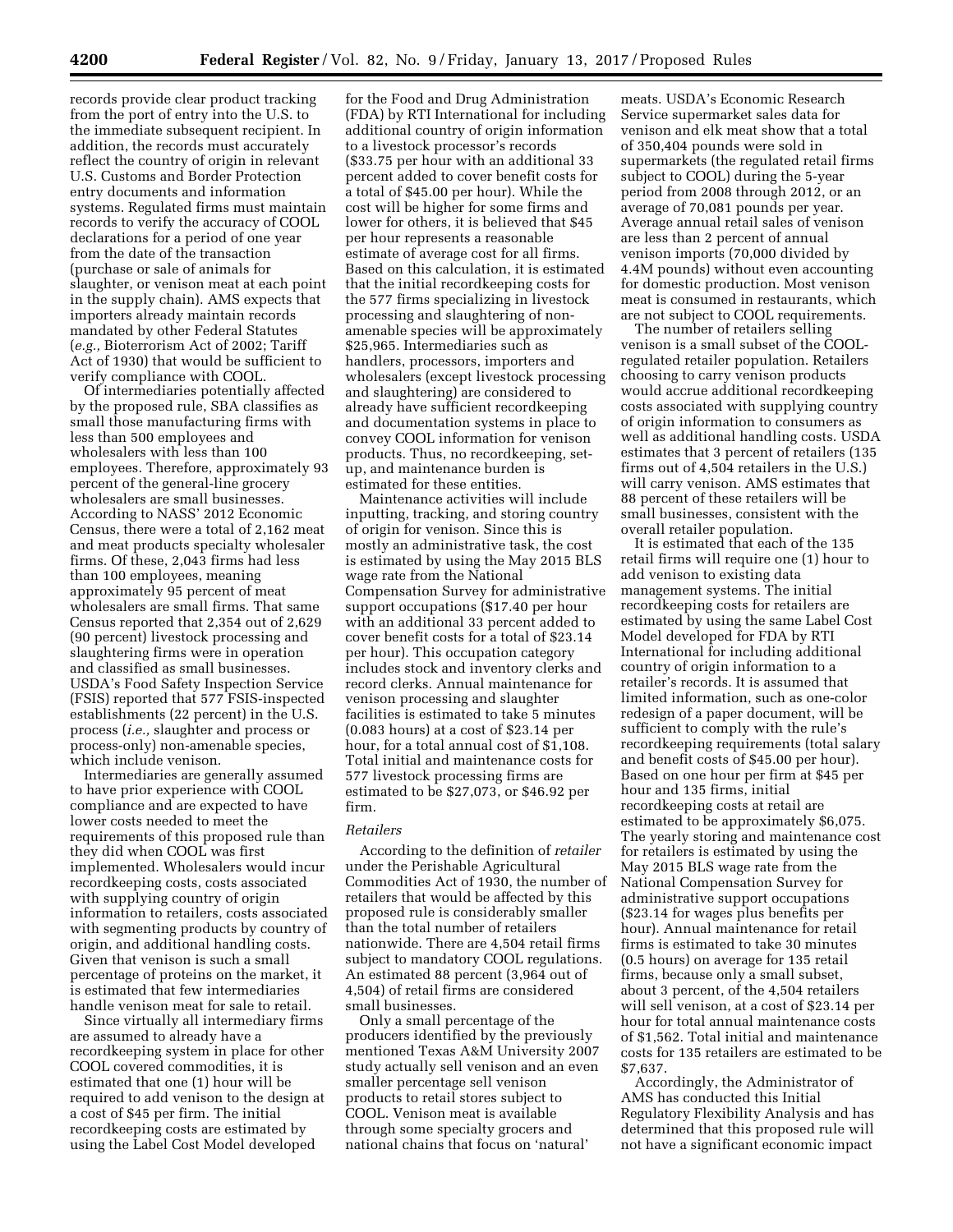records provide clear product tracking from the port of entry into the U.S. to the immediate subsequent recipient. In addition, the records must accurately reflect the country of origin in relevant U.S. Customs and Border Protection entry documents and information systems. Regulated firms must maintain records to verify the accuracy of COOL declarations for a period of one year from the date of the transaction (purchase or sale of animals for slaughter, or venison meat at each point in the supply chain). AMS expects that importers already maintain records mandated by other Federal Statutes (*e.g.,* Bioterrorism Act of 2002; Tariff Act of 1930) that would be sufficient to verify compliance with COOL.

Of intermediaries potentially affected by the proposed rule, SBA classifies as small those manufacturing firms with less than 500 employees and wholesalers with less than 100 employees. Therefore, approximately 93 percent of the general-line grocery wholesalers are small businesses. According to NASS' 2012 Economic Census, there were a total of 2,162 meat and meat products specialty wholesaler firms. Of these, 2,043 firms had less than 100 employees, meaning approximately 95 percent of meat wholesalers are small firms. That same Census reported that 2,354 out of 2,629 (90 percent) livestock processing and slaughtering firms were in operation and classified as small businesses. USDA's Food Safety Inspection Service (FSIS) reported that 577 FSIS-inspected establishments (22 percent) in the U.S. process (*i.e.,* slaughter and process or process-only) non-amenable species, which include venison.

Intermediaries are generally assumed to have prior experience with COOL compliance and are expected to have lower costs needed to meet the requirements of this proposed rule than they did when COOL was first implemented. Wholesalers would incur recordkeeping costs, costs associated with supplying country of origin information to retailers, costs associated with segmenting products by country of origin, and additional handling costs. Given that venison is such a small percentage of proteins on the market, it is estimated that few intermediaries handle venison meat for sale to retail.

Since virtually all intermediary firms are assumed to already have a recordkeeping system in place for other COOL covered commodities, it is estimated that one (1) hour will be required to add venison to the design at a cost of $45 per firm. The initial recordkeeping costs are estimated by using the Label Cost Model developed for the Food and Drug Administration (FDA) by RTI International for including additional country of origin information to a livestock processor's records ($33.75 per hour with an additional 33 percent added to cover benefit costs for a total of $45.00 per hour). While the cost will be higher for some firms and lower for others, it is believed that $45 per hour represents a reasonable estimate of average cost for all firms. Based on this calculation, it is estimated that the initial recordkeeping costs for the 577 firms specializing in livestock processing and slaughtering of non-amenable species will be approximately $25,965. Intermediaries such as handlers, processors, importers and wholesalers (except livestock processing and slaughtering) are considered to already have sufficient recordkeeping and documentation systems in place to convey COOL information for venison products. Thus, no recordkeeping, set-up, and maintenance burden is estimated for these entities.

Maintenance activities will include inputting, tracking, and storing country of origin for venison. Since this is mostly an administrative task, the cost is estimated by using the May 2015 BLS wage rate from the National Compensation Survey for administrative support occupations ($17.40 per hour with an additional 33 percent added to cover benefit costs for a total of $23.14 per hour). This occupation category includes stock and inventory clerks and record clerks. Annual maintenance for venison processing and slaughter facilities is estimated to take 5 minutes (0.083 hours) at a cost of $23.14 per hour, for a total annual cost of $1,108. Total initial and maintenance costs for 577 livestock processing firms are estimated to be $27,073, or $46.92 per firm.

### *Retailers*

According to the definition of *retailer* under the Perishable Agricultural Commodities Act of 1930, the number of retailers that would be affected by this proposed rule is considerably smaller than the total number of retailers nationwide. There are 4,504 retail firms subject to mandatory COOL regulations. An estimated 88 percent (3,964 out of 4,504) of retail firms are considered small businesses.

Only a small percentage of the producers identified by the previously mentioned Texas A&M University 2007 study actually sell venison and an even smaller percentage sell venison products to retail stores subject to COOL. Venison meat is available through some specialty grocers and national chains that focus on 'natural' meats. USDA's Economic Research Service supermarket sales data for venison and elk meat show that a total of 350,404 pounds were sold in supermarkets (the regulated retail firms subject to COOL) during the 5-year period from 2008 through 2012, or an average of 70,081 pounds per year. Average annual retail sales of venison are less than 2 percent of annual venison imports (70,000 divided by 4.4M pounds) without even accounting for domestic production. Most venison meat is consumed in restaurants, which are not subject to COOL requirements.

The number of retailers selling venison is a small subset of the COOL-regulated retailer population. Retailers choosing to carry venison products would accrue additional recordkeeping costs associated with supplying country of origin information to consumers as well as additional handling costs. USDA estimates that 3 percent of retailers (135 firms out of 4,504 retailers in the U.S.) will carry venison. AMS estimates that 88 percent of these retailers will be small businesses, consistent with the overall retailer population.

It is estimated that each of the 135 retail firms will require one (1) hour to add venison to existing data management systems. The initial recordkeeping costs for retailers are estimated by using the same Label Cost Model developed for FDA by RTI International for including additional country of origin information to a retailer's records. It is assumed that limited information, such as one-color redesign of a paper document, will be sufficient to comply with the rule's recordkeeping requirements (total salary and benefit costs of $45.00 per hour). Based on one hour per firm at $45 per hour and 135 firms, initial recordkeeping costs at retail are estimated to be approximately $6,075. The yearly storing and maintenance cost for retailers is estimated by using the May 2015 BLS wage rate from the National Compensation Survey for administrative support occupations ($23.14 for wages plus benefits per hour). Annual maintenance for retail firms is estimated to take 30 minutes (0.5 hours) on average for 135 retail firms, because only a small subset, about 3 percent, of the 4,504 retailers will sell venison, at a cost of $23.14 per hour for total annual maintenance costs of $1,562. Total initial and maintenance costs for 135 retailers are estimated to be $7,637.

Accordingly, the Administrator of AMS has conducted this Initial Regulatory Flexibility Analysis and has determined that this proposed rule will not have a significant economic impact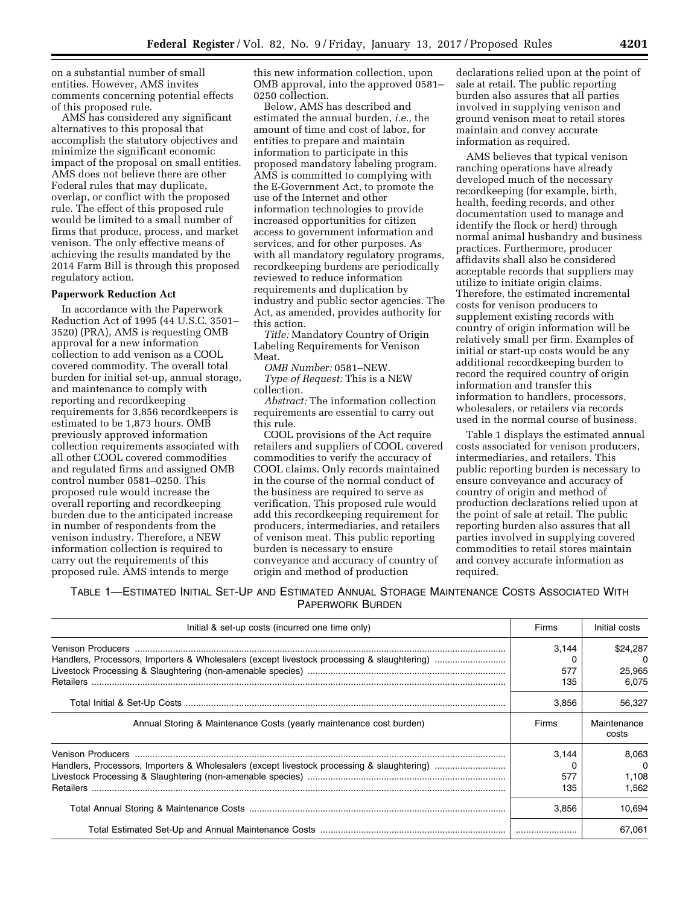on a substantial number of small entities. However, AMS invites comments concerning potential effects of this proposed rule.

AMS has considered any significant alternatives to this proposal that accomplish the statutory objectives and minimize the significant economic impact of the proposal on small entities. AMS does not believe there are other Federal rules that may duplicate, overlap, or conflict with the proposed rule. The effect of this proposed rule would be limited to a small number of firms that produce, process, and market venison. The only effective means of achieving the results mandated by the 2014 Farm Bill is through this proposed regulatory action.

**Paperwork Reduction Act**

In accordance with the Paperwork Reduction Act of 1995 (44 U.S.C. 3501–3520) (PRA), AMS is requesting OMB approval for a new information collection to add venison as a COOL covered commodity. The overall total burden for initial set-up, annual storage, and maintenance to comply with reporting and recordkeeping requirements for 3,856 recordkeepers is estimated to be 1,873 hours. OMB previously approved information collection requirements associated with all other COOL covered commodities and regulated firms and assigned OMB control number 0581–0250. This proposed rule would increase the overall reporting and recordkeeping burden due to the anticipated increase in number of respondents from the venison industry. Therefore, a NEW information collection is required to carry out the requirements of this proposed rule. AMS intends to merge this new information collection, upon OMB approval, into the approved 0581–0250 collection.

Below, AMS has described and estimated the annual burden, *i.e.,* the amount of time and cost of labor, for entities to prepare and maintain information to participate in this proposed mandatory labeling program. AMS is committed to complying with the E-Government Act, to promote the use of the Internet and other information technologies to provide increased opportunities for citizen access to government information and services, and for other purposes. As with all mandatory regulatory programs, recordkeeping burdens are periodically reviewed to reduce information requirements and duplication by industry and public sector agencies. The Act, as amended, provides authority for this action.

*Title:* Mandatory Country of Origin Labeling Requirements for Venison Meat.

*OMB Number:* 0581–NEW.

*Type of Request:* This is a NEW collection.

*Abstract:* The information collection requirements are essential to carry out this rule.

COOL provisions of the Act require retailers and suppliers of COOL covered commodities to verify the accuracy of COOL claims. Only records maintained in the course of the normal conduct of the business are required to serve as verification. This proposed rule would add this recordkeeping requirement for producers, intermediaries, and retailers of venison meat. This public reporting burden is necessary to ensure conveyance and accuracy of country of origin and method of production declarations relied upon at the point of sale at retail. The public reporting burden also assures that all parties involved in supplying venison and ground venison meat to retail stores maintain and convey accurate information as required.

AMS believes that typical venison ranching operations have already developed much of the necessary recordkeeping (for example, birth, health, feeding records, and other documentation used to manage and identify the flock or herd) through normal animal husbandry and business practices. Furthermore, producer affidavits shall also be considered acceptable records that suppliers may utilize to initiate origin claims. Therefore, the estimated incremental costs for venison producers to supplement existing records with country of origin information will be relatively small per firm. Examples of initial or start-up costs would be any additional recordkeeping burden to record the required country of origin information and transfer this information to handlers, processors, wholesalers, or retailers via records used in the normal course of business.

Table 1 displays the estimated annual costs associated for venison producers, intermediaries, and retailers. This public reporting burden is necessary to ensure conveyance and accuracy of country of origin and method of production declarations relied upon at the point of sale at retail. The public reporting burden also assures that all parties involved in supplying covered commodities to retail stores maintain and convey accurate information as required.

TABLE 1—ESTIMATED INITIAL SET-UP AND ESTIMATED ANNUAL STORAGE MAINTENANCE COSTS ASSOCIATED WITH PAPERWORK BURDEN

| Initial & set-up costs (incurred one time only) | Firms | Initial costs |
|---|---|---|
| Venison Producers | 3,144 | $24,287 |
| Handlers, Processors, Importers & Wholesalers (except livestock processing & slaughtering) | 0 | 0 |
| Livestock Processing & Slaughtering (non-amenable species) | 577 | 25,965 |
| Retailers | 135 | 6,075 |
| Total Initial & Set-Up Costs | 3,856 | 56,327 |
| **Annual Storing & Maintenance Costs (yearly maintenance cost burden)** | **Firms** | **Maintenance costs** |
| Venison Producers | 3,144 | 8,063 |
| Handlers, Processors, Importers & Wholesalers (except livestock processing & slaughtering) | 0 | 0 |
| Livestock Processing & Slaughtering (non-amenable species) | 577 | 1,108 |
| Retailers | 135 | 1,562 |
| Total Annual Storing & Maintenance Costs | 3,856 | 10,694 |
| Total Estimated Set-Up and Annual Maintenance Costs | | 67,061 |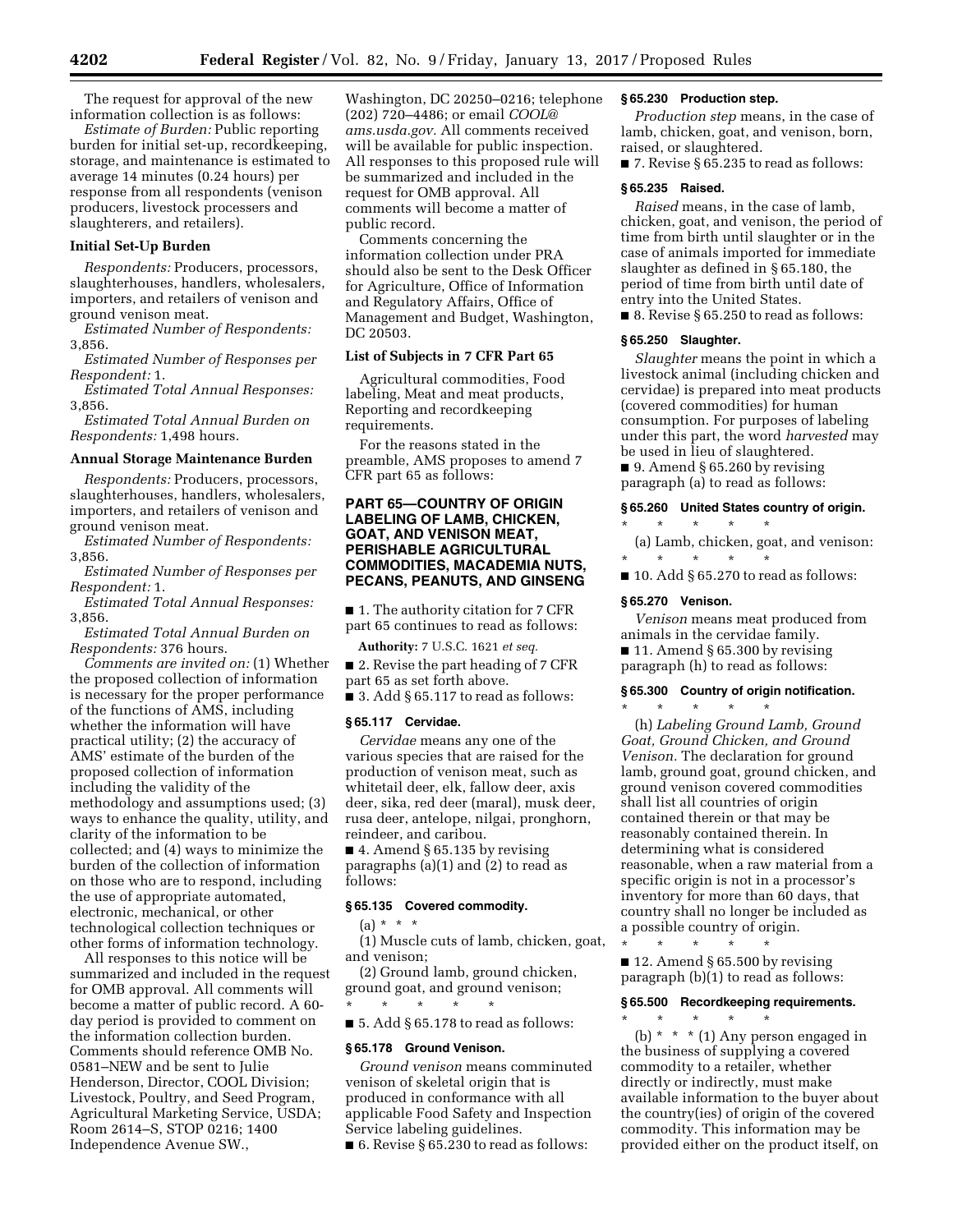The request for approval of the new information collection is as follows:

*Estimate of Burden:* Public reporting burden for initial set-up, recordkeeping, storage, and maintenance is estimated to average 14 minutes (0.24 hours) per response from all respondents (venison producers, livestock processers and slaughterers, and retailers).

### Initial Set-Up Burden

*Respondents:* Producers, processors, slaughterhouses, handlers, wholesalers, importers, and retailers of venison and ground venison meat.

*Estimated Number of Respondents:* 3,856.

*Estimated Number of Responses per Respondent:* 1.

*Estimated Total Annual Responses:* 3,856.

*Estimated Total Annual Burden on Respondents:* 1,498 hours.

### Annual Storage Maintenance Burden

*Respondents:* Producers, processors, slaughterhouses, handlers, wholesalers, importers, and retailers of venison and ground venison meat.

*Estimated Number of Respondents:* 3,856.

*Estimated Number of Responses per Respondent:* 1.

*Estimated Total Annual Responses:* 3,856.

*Estimated Total Annual Burden on Respondents:* 376 hours.

*Comments are invited on:* (1) Whether the proposed collection of information is necessary for the proper performance of the functions of AMS, including whether the information will have practical utility; (2) the accuracy of AMS' estimate of the burden of the proposed collection of information including the validity of the methodology and assumptions used; (3) ways to enhance the quality, utility, and clarity of the information to be collected; and (4) ways to minimize the burden of the collection of information on those who are to respond, including the use of appropriate automated, electronic, mechanical, or other technological collection techniques or other forms of information technology.

All responses to this notice will be summarized and included in the request for OMB approval. All comments will become a matter of public record. A 60-day period is provided to comment on the information collection burden. Comments should reference OMB No. 0581–NEW and be sent to Julie Henderson, Director, COOL Division; Livestock, Poultry, and Seed Program, Agricultural Marketing Service, USDA; Room 2614–S, STOP 0216; 1400 Independence Avenue SW., Washington, DC 20250–0216; telephone (202) 720–4486; or email *COOL@ams.usda.gov.* All comments received will be available for public inspection. All responses to this proposed rule will be summarized and included in the request for OMB approval. All comments will become a matter of public record.

Comments concerning the information collection under PRA should also be sent to the Desk Officer for Agriculture, Office of Information and Regulatory Affairs, Office of Management and Budget, Washington, DC 20503.

### List of Subjects in 7 CFR Part 65

Agricultural commodities, Food labeling, Meat and meat products, Reporting and recordkeeping requirements.

For the reasons stated in the preamble, AMS proposes to amend 7 CFR part 65 as follows:

## PART 65—COUNTRY OF ORIGIN LABELING OF LAMB, CHICKEN, GOAT, AND VENISON MEAT, PERISHABLE AGRICULTURAL COMMODITIES, MACADEMIA NUTS, PECANS, PEANUTS, AND GINSENG

■ 1. The authority citation for 7 CFR part 65 continues to read as follows:

**Authority:** 7 U.S.C. 1621 *et seq.*

■ 2. Revise the part heading of 7 CFR part 65 as set forth above.

■ 3. Add § 65.117 to read as follows:

#### § 65.117 Cervidae.

*Cervidae* means any one of the various species that are raised for the production of venison meat, such as whitetail deer, elk, fallow deer, axis deer, sika, red deer (maral), musk deer, rusa deer, antelope, nilgai, pronghorn, reindeer, and caribou.

■ 4. Amend § 65.135 by revising paragraphs (a)(1) and (2) to read as follows:

#### § 65.135 Covered commodity.

(a) * * *

(1) Muscle cuts of lamb, chicken, goat, and venison;

(2) Ground lamb, ground chicken, ground goat, and ground venison;

\* \* \* \* \*

■ 5. Add § 65.178 to read as follows:

#### § 65.178 Ground Venison.

*Ground venison* means comminuted venison of skeletal origin that is produced in conformance with all applicable Food Safety and Inspection Service labeling guidelines.

■ 6. Revise § 65.230 to read as follows:

#### § 65.230 Production step.

*Production step* means, in the case of lamb, chicken, goat, and venison, born, raised, or slaughtered.

■ 7. Revise § 65.235 to read as follows:

#### § 65.235 Raised.

*Raised* means, in the case of lamb, chicken, goat, and venison, the period of time from birth until slaughter or in the case of animals imported for immediate slaughter as defined in § 65.180, the period of time from birth until date of entry into the United States.

■ 8. Revise § 65.250 to read as follows:

#### § 65.250 Slaughter.

*Slaughter* means the point in which a livestock animal (including chicken and cervidae) is prepared into meat products (covered commodities) for human consumption. For purposes of labeling under this part, the word *harvested* may be used in lieu of slaughtered.

■ 9. Amend § 65.260 by revising paragraph (a) to read as follows:

#### § 65.260 United States country of origin.

\* \* \* \* \*

(a) Lamb, chicken, goat, and venison:

\* \* \* \* \*

■ 10. Add § 65.270 to read as follows:

#### § 65.270 Venison.

*Venison* means meat produced from animals in the cervidae family.

■ 11. Amend § 65.300 by revising paragraph (h) to read as follows:

#### § 65.300 Country of origin notification.

\* \* \* \* \*

(h) *Labeling Ground Lamb, Ground Goat, Ground Chicken, and Ground Venison.* The declaration for ground lamb, ground goat, ground chicken, and ground venison covered commodities shall list all countries of origin contained therein or that may be reasonably contained therein. In determining what is considered reasonable, when a raw material from a specific origin is not in a processor's inventory for more than 60 days, that country shall no longer be included as a possible country of origin.

\* \* \* \* \*

■ 12. Amend § 65.500 by revising paragraph (b)(1) to read as follows:

#### § 65.500 Recordkeeping requirements.

\* \* \* \* \*

(b) * * * (1) Any person engaged in the business of supplying a covered commodity to a retailer, whether directly or indirectly, must make available information to the buyer about the country(ies) of origin of the covered commodity. This information may be provided either on the product itself, on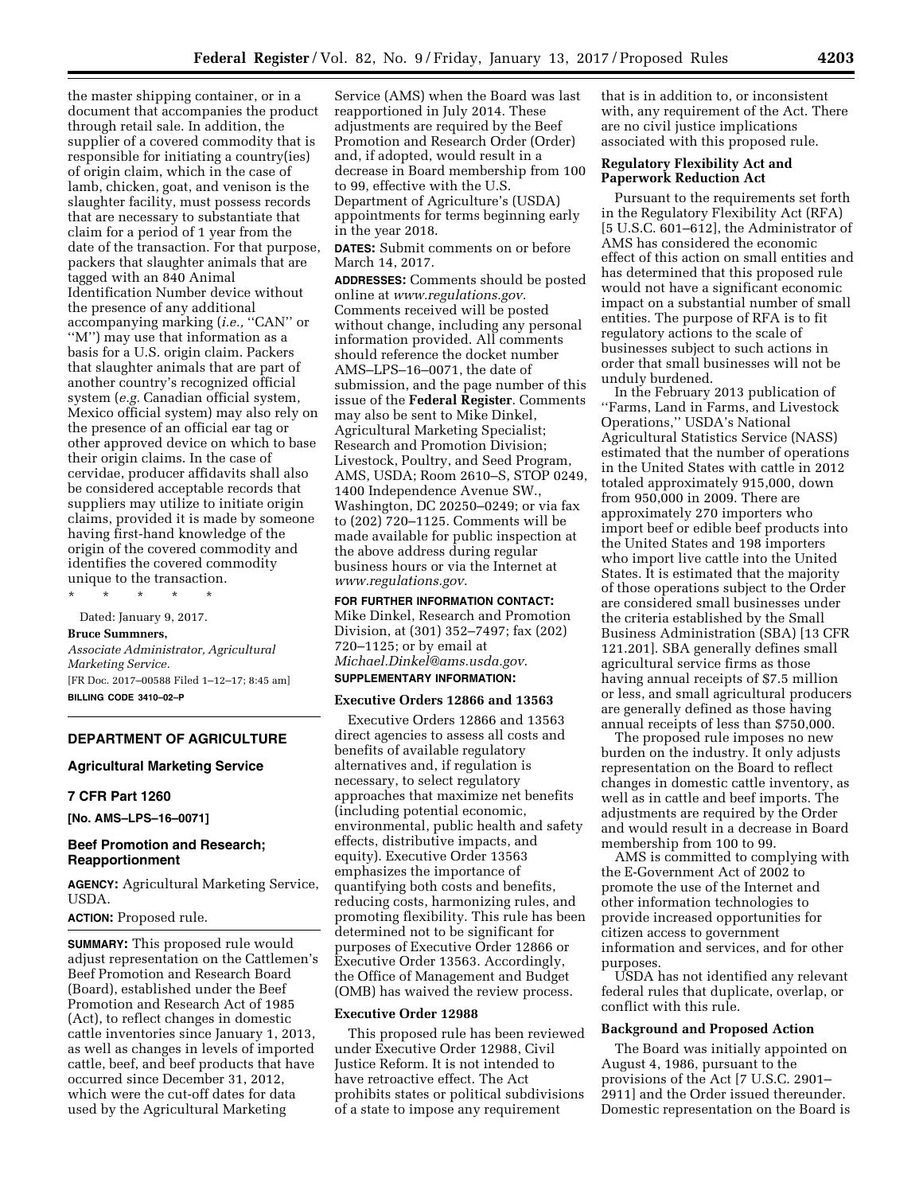the master shipping container, or in a document that accompanies the product through retail sale. In addition, the supplier of a covered commodity that is responsible for initiating a country(ies) of origin claim, which in the case of lamb, chicken, goat, and venison is the slaughter facility, must possess records that are necessary to substantiate that claim for a period of 1 year from the date of the transaction. For that purpose, packers that slaughter animals that are tagged with an 840 Animal Identification Number device without the presence of any additional accompanying marking (*i.e.,* ''CAN'' or ''M'') may use that information as a basis for a U.S. origin claim. Packers that slaughter animals that are part of another country's recognized official system (*e.g.* Canadian official system, Mexico official system) may also rely on the presence of an official ear tag or other approved device on which to base their origin claims. In the case of cervidae, producer affidavits shall also be considered acceptable records that suppliers may utilize to initiate origin claims, provided it is made by someone having first-hand knowledge of the origin of the covered commodity and identifies the covered commodity unique to the transaction.

\* \* \* \* \*

Dated: January 9, 2017.

**Bruce Summners,**

*Associate Administrator, Agricultural Marketing Service.*

[FR Doc. 2017–00588 Filed 1–12–17; 8:45 am]

**BILLING CODE 3410–02–P**

---

## DEPARTMENT OF AGRICULTURE

### Agricultural Marketing Service

### 7 CFR Part 1260

**[No. AMS–LPS–16–0071]**

## Beef Promotion and Research; Reapportionment

**AGENCY:** Agricultural Marketing Service, USDA.

**ACTION:** Proposed rule.

**SUMMARY:** This proposed rule would adjust representation on the Cattlemen's Beef Promotion and Research Board (Board), established under the Beef Promotion and Research Act of 1985 (Act), to reflect changes in domestic cattle inventories since January 1, 2013, as well as changes in levels of imported cattle, beef, and beef products that have occurred since December 31, 2012, which were the cut-off dates for data used by the Agricultural Marketing Service (AMS) when the Board was last reapportioned in July 2014. These adjustments are required by the Beef Promotion and Research Order (Order) and, if adopted, would result in a decrease in Board membership from 100 to 99, effective with the U.S. Department of Agriculture's (USDA) appointments for terms beginning early in the year 2018.

**DATES:** Submit comments on or before March 14, 2017.

**ADDRESSES:** Comments should be posted online at *www.regulations.gov*. Comments received will be posted without change, including any personal information provided. All comments should reference the docket number AMS–LPS–16–0071, the date of submission, and the page number of this issue of the **Federal Register**. Comments may also be sent to Mike Dinkel, Agricultural Marketing Specialist; Research and Promotion Division; Livestock, Poultry, and Seed Program, AMS, USDA; Room 2610–S, STOP 0249, 1400 Independence Avenue SW., Washington, DC 20250–0249; or via fax to (202) 720–1125. Comments will be made available for public inspection at the above address during regular business hours or via the Internet at *www.regulations.gov*.

**FOR FURTHER INFORMATION CONTACT:** Mike Dinkel, Research and Promotion Division, at (301) 352–7497; fax (202) 720–1125; or by email at *Michael.Dinkel@ams.usda.gov*.

**SUPPLEMENTARY INFORMATION:**

### Executive Orders 12866 and 13563

Executive Orders 12866 and 13563 direct agencies to assess all costs and benefits of available regulatory alternatives and, if regulation is necessary, to select regulatory approaches that maximize net benefits (including potential economic, environmental, public health and safety effects, distributive impacts, and equity). Executive Order 13563 emphasizes the importance of quantifying both costs and benefits, reducing costs, harmonizing rules, and promoting flexibility. This rule has been determined not to be significant for purposes of Executive Order 12866 or Executive Order 13563. Accordingly, the Office of Management and Budget (OMB) has waived the review process.

### Executive Order 12988

This proposed rule has been reviewed under Executive Order 12988, Civil Justice Reform. It is not intended to have retroactive effect. The Act prohibits states or political subdivisions of a state to impose any requirement that is in addition to, or inconsistent with, any requirement of the Act. There are no civil justice implications associated with this proposed rule.

### Regulatory Flexibility Act and Paperwork Reduction Act

Pursuant to the requirements set forth in the Regulatory Flexibility Act (RFA) [5 U.S.C. 601–612], the Administrator of AMS has considered the economic effect of this action on small entities and has determined that this proposed rule would not have a significant economic impact on a substantial number of small entities. The purpose of RFA is to fit regulatory actions to the scale of businesses subject to such actions in order that small businesses will not be unduly burdened.

In the February 2013 publication of ''Farms, Land in Farms, and Livestock Operations,'' USDA's National Agricultural Statistics Service (NASS) estimated that the number of operations in the United States with cattle in 2012 totaled approximately 915,000, down from 950,000 in 2009. There are approximately 270 importers who import beef or edible beef products into the United States and 198 importers who import live cattle into the United States. It is estimated that the majority of those operations subject to the Order are considered small businesses under the criteria established by the Small Business Administration (SBA) [13 CFR 121.201]. SBA generally defines small agricultural service firms as those having annual receipts of $7.5 million or less, and small agricultural producers are generally defined as those having annual receipts of less than $750,000.

The proposed rule imposes no new burden on the industry. It only adjusts representation on the Board to reflect changes in domestic cattle inventory, as well as in cattle and beef imports. The adjustments are required by the Order and would result in a decrease in Board membership from 100 to 99.

AMS is committed to complying with the E-Government Act of 2002 to promote the use of the Internet and other information technologies to provide increased opportunities for citizen access to government information and services, and for other purposes.

USDA has not identified any relevant federal rules that duplicate, overlap, or conflict with this rule.

### Background and Proposed Action

The Board was initially appointed on August 4, 1986, pursuant to the provisions of the Act [7 U.S.C. 2901–2911] and the Order issued thereunder. Domestic representation on the Board is